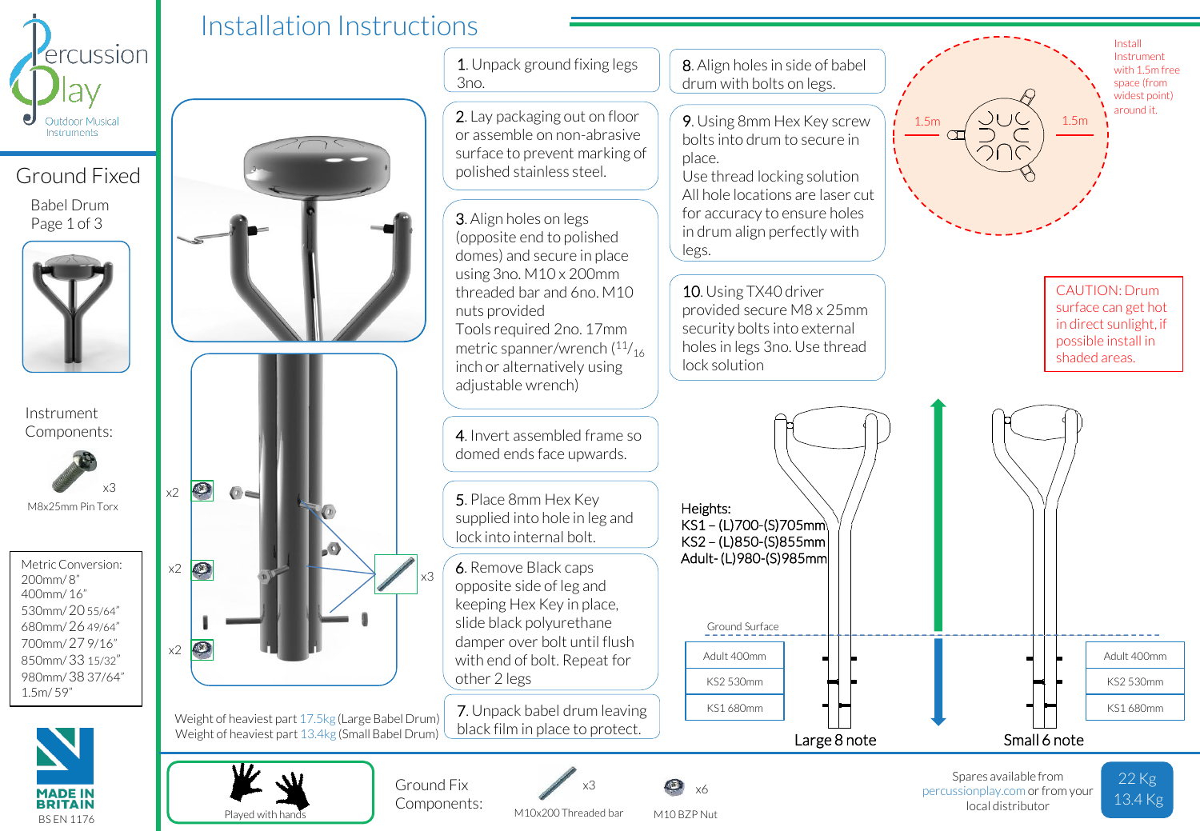# Installation Instructions

Percussion Play
Outdoor Musical Instruments

## Ground Fixed

Babel Drum
Page 1 of 3

Instrument Components:

x3
M8x25mm Pin Torx

Metric Conversion:
200mm/ 8"
400mm/ 16"
530mm/ 20 55/64"
680mm/ 26 49/64"
700mm/ 27 9/16"
850mm/ 33 15/32"
980mm/ 38 37/64"
1.5m/ 59"

MADE IN BRITAIN
BS EN 1176

1. Unpack ground fixing legs 3no.
2. Lay packaging out on floor or assemble on non-abrasive surface to prevent marking of polished stainless steel.
3. Align holes on legs (opposite end to polished domes) and secure in place using 3no. M10 x 200mm threaded bar and 6no. M10 nuts provided
   Tools required 2no. 17mm metric spanner/wrench (11/16 inch or alternatively using adjustable wrench)
4. Invert assembled frame so domed ends face upwards.
5. Place 8mm Hex Key supplied into hole in leg and lock into internal bolt.
6. Remove Black caps opposite side of leg and keeping Hex Key in place, slide black polyurethane damper over bolt until flush with end of bolt. Repeat for other 2 legs
7. Unpack babel drum leaving black film in place to protect.
8. Align holes in side of babel drum with bolts on legs.
9. Using 8mm Hex Key screw bolts into drum to secure in place.
   Use thread locking solution
   All hole locations are laser cut for accuracy to ensure holes in drum align perfectly with legs.
10. Using TX40 driver provided secure M8 x 25mm security bolts into external holes in legs 3no. Use thread lock solution

x2 x2 x2 x3

Weight of heaviest part 17.5kg (Large Babel Drum)
Weight of heaviest part 13.4kg (Small Babel Drum)

Install Instrument with 1.5m free space (from widest point) around it.

1.5m 1.5m

CAUTION: Drum surface can get hot in direct sunlight, if possible install in shaded areas.

Heights:
KS1 – (L)700-(S)705mm
KS2 – (L)850-(S)855mm
Adult- (L)980-(S)985mm

Ground Surface

| Large 8 note |
| --- |
| Adult 400mm |
| KS2 530mm |
| KS1 680mm |

| Small 6 note |
| --- |
| Adult 400mm |
| KS2 530mm |
| KS1 680mm |

Played with hands

Ground Fix Components:

x3
M10x200 Threaded bar

x6
M10 BZP Nut

Spares available from percussionplay.com or from your local distributor

22 Kg
13.4 Kg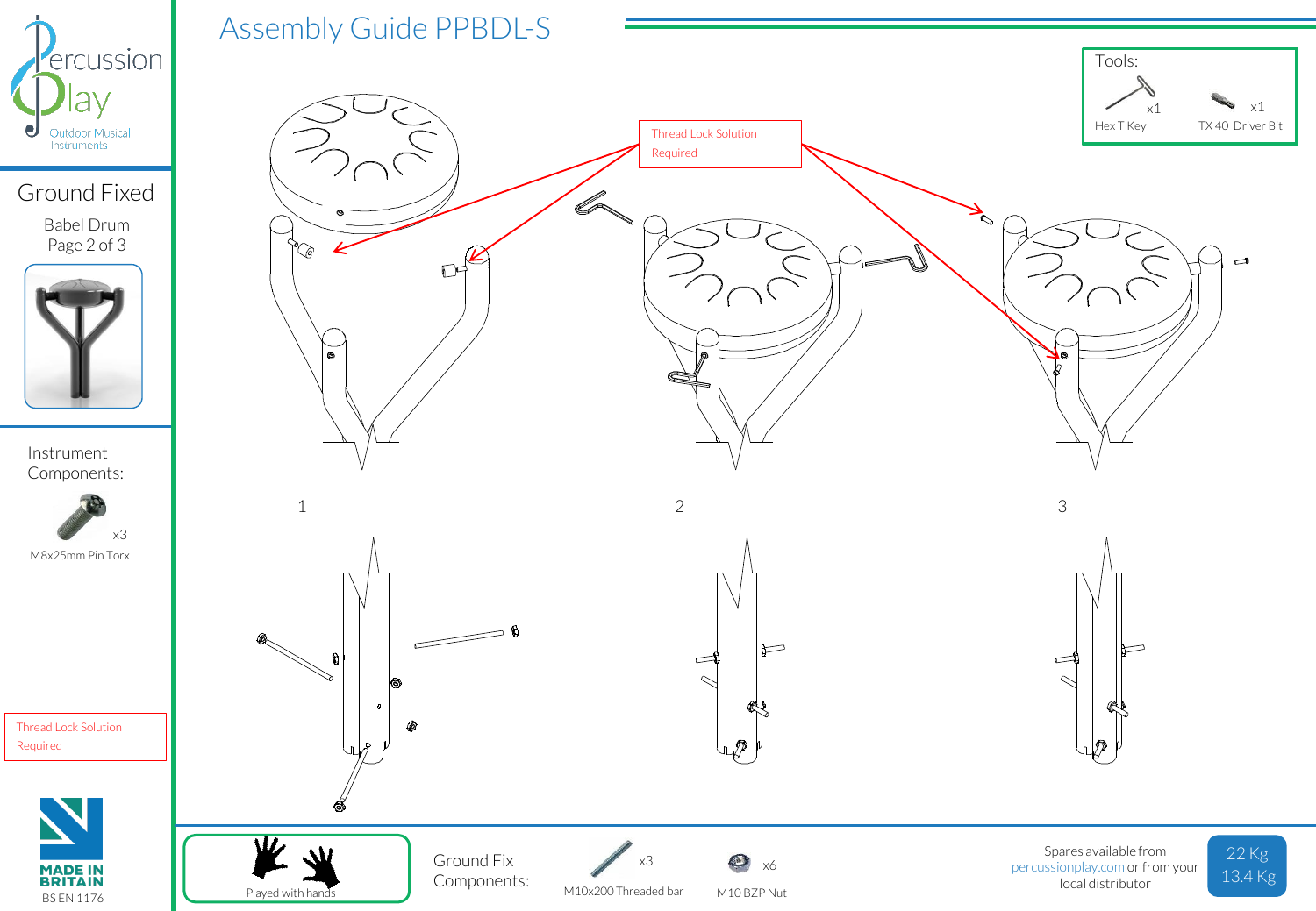# Assembly Guide PPBDL-S

Percussion Play
Outdoor Musical Instruments

## Ground Fixed

Babel Drum
Page 2 of 3

Tools:

- Hex T Key x1
- TX 40 Driver Bit x1

Thread Lock Solution Required

1

2

3

Instrument Components:

- M8x25mm Pin Torx x3

Thread Lock Solution Required

Ground Fix Components:

- M10x200 Threaded bar x3
- M10 BZP Nut x6

Played with hands

MADE IN BRITAIN
BS EN 1176

Spares available from percussionplay.com or from your local distributor

22 Kg
13.4 Kg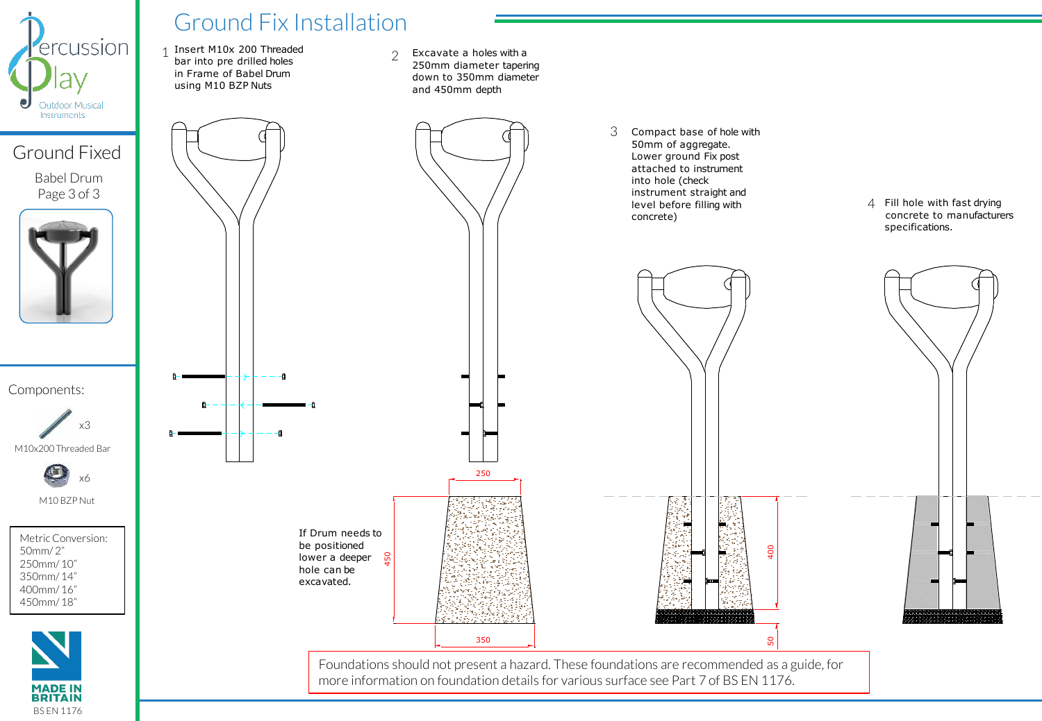# Ground Fix Installation

## Ground Fixed

Babel Drum

1 Insert M10x 200 Threaded bar into pre drilled holes in Frame of Babel Drum using M10 BZP Nuts

2 Excavate a holes with a 250mm diameter tapering down to 350mm diameter and 450mm depth

3 Compact base of hole with 50mm of aggregate. Lower ground Fix post attached to instrument into hole (check instrument straight and level before filling with concrete)

4 Fill hole with fast drying concrete to manufacturers specifications.

250

450

350

If Drum needs to be positioned lower a deeper hole can be excavated.

400

50

Foundations should not present a hazard. These foundations are recommended as a guide, for more information on foundation details for various surface see Part 7 of BS EN 1176.

### Components:

M10x200 Threaded Bar x3

M10 BZP Nut x6

Metric Conversion:
50mm/ 2"
250mm/ 10"
350mm/ 14"
400mm/ 16"
450mm/ 18"

MADE IN BRITAIN

BS EN 1176